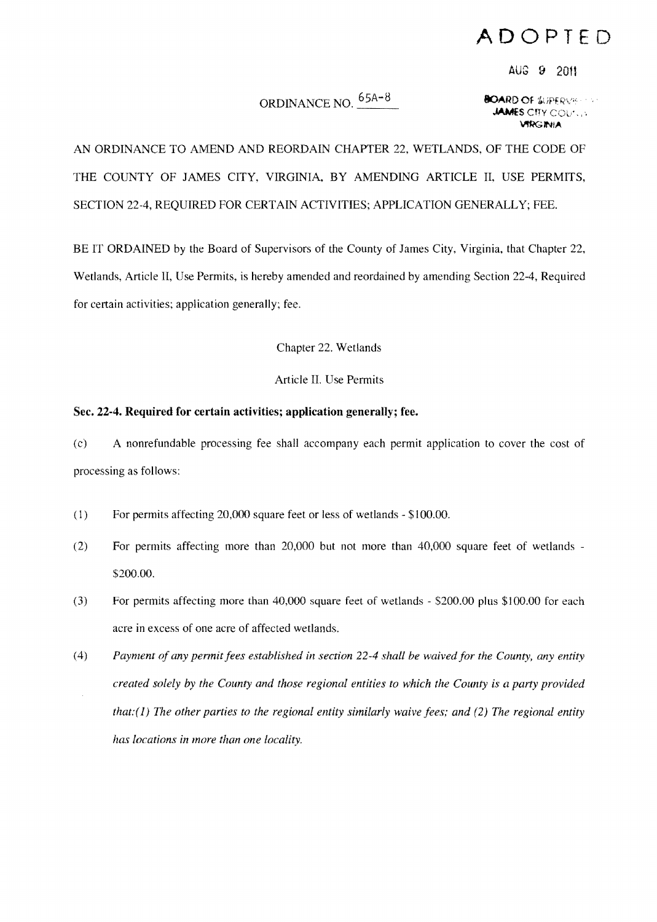# ADOPTED

AUG 9 2011

BOARD OF SUPERVISORS
JAMES CITY COUNTY
VIRGINIA

ORDINANCE NO. 65A-8

AN ORDINANCE TO AMEND AND REORDAIN CHAPTER 22, WETLANDS, OF THE CODE OF THE COUNTY OF JAMES CITY, VIRGINIA, BY AMENDING ARTICLE II, USE PERMITS, SECTION 22-4, REQUIRED FOR CERTAIN ACTIVITIES; APPLICATION GENERALLY; FEE.

BE IT ORDAINED by the Board of Supervisors of the County of James City, Virginia, that Chapter 22, Wetlands, Article II, Use Permits, is hereby amended and reordained by amending Section 22-4, Required for certain activities; application generally; fee.

Chapter 22. Wetlands

Article II. Use Permits

**Sec. 22-4. Required for certain activities; application generally; fee.**

(c) A nonrefundable processing fee shall accompany each permit application to cover the cost of processing as follows:

(1) For permits affecting 20,000 square feet or less of wetlands - $100.00.

(2) For permits affecting more than 20,000 but not more than 40,000 square feet of wetlands - $200.00.

(3) For permits affecting more than 40,000 square feet of wetlands - $200.00 plus $100.00 for each acre in excess of one acre of affected wetlands.

(4) *Payment of any permit fees established in section 22-4 shall be waived for the County, any entity created solely by the County and those regional entities to which the County is a party provided that:(1) The other parties to the regional entity similarly waive fees; and (2) The regional entity has locations in more than one locality.*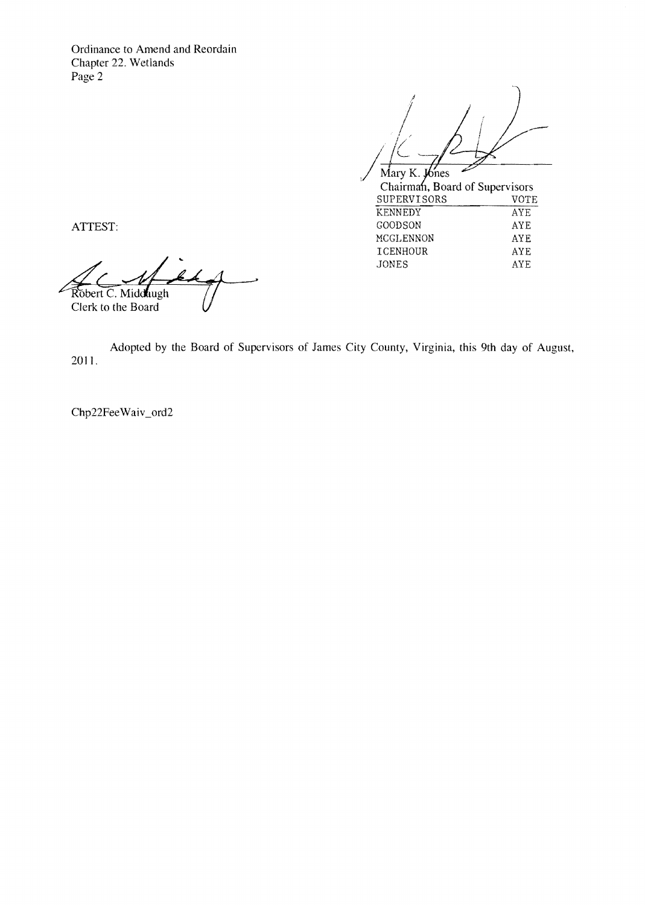Ordinance to Amend and Reordain
Chapter 22. Wetlands
Page 2

Mary K. Jones
Chairman, Board of Supervisors

| SUPERVISORS | VOTE |
|---|---|
| KENNEDY | AYE |
| GOODSON | AYE |
| MCGLENNON | AYE |
| ICENHOUR | AYE |
| JONES | AYE |

ATTEST:

Robert C. Middaugh
Clerk to the Board

Adopted by the Board of Supervisors of James City County, Virginia, this 9th day of August, 2011.

Chp22FeeWaiv_ord2